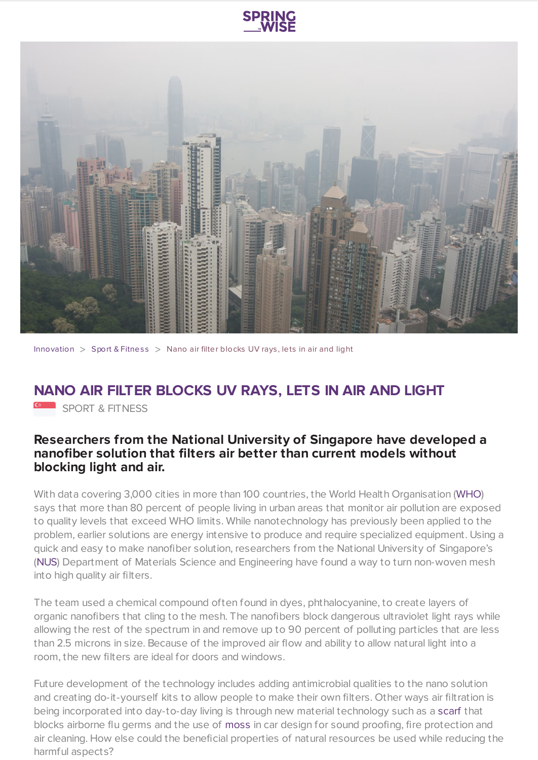Innovation > Sport & Fitness > Nano air filter blocks UV rays, lets in air and light

# NANO AIR FILTER BLOCKS UV RAYS, LETS IN AIR AND LIGHT

SPORT & FITNESS

**Researchers from the National University of Singapore have developed a nanofiber solution that filters air better than current models without blocking light and air.**

With data covering 3,000 cities in more than 100 countries, the World Health Organisation (WHO) says that more than 80 percent of people living in urban areas that monitor air pollution are exposed to quality levels that exceed WHO limits. While nanotechnology has previously been applied to the problem, earlier solutions are energy intensive to produce and require specialized equipment. Using a quick and easy to make nanofiber solution, researchers from the National University of Singapore's (NUS) Department of Materials Science and Engineering have found a way to turn non-woven mesh into high quality air filters.

The team used a chemical compound often found in dyes, phthalocyanine, to create layers of organic nanofibers that cling to the mesh. The nanofibers block dangerous ultraviolet light rays while allowing the rest of the spectrum in and remove up to 90 percent of polluting particles that are less than 2.5 microns in size. Because of the improved air flow and ability to allow natural light into a room, the new filters are ideal for doors and windows.

Future development of the technology includes adding antimicrobial qualities to the nano solution and creating do-it-yourself kits to allow people to make their own filters. Other ways air filtration is being incorporated into day-to-day living is through new material technology such as a scarf that blocks airborne flu germs and the use of moss in car design for sound proofing, fire protection and air cleaning. How else could the beneficial properties of natural resources be used while reducing the harmful aspects?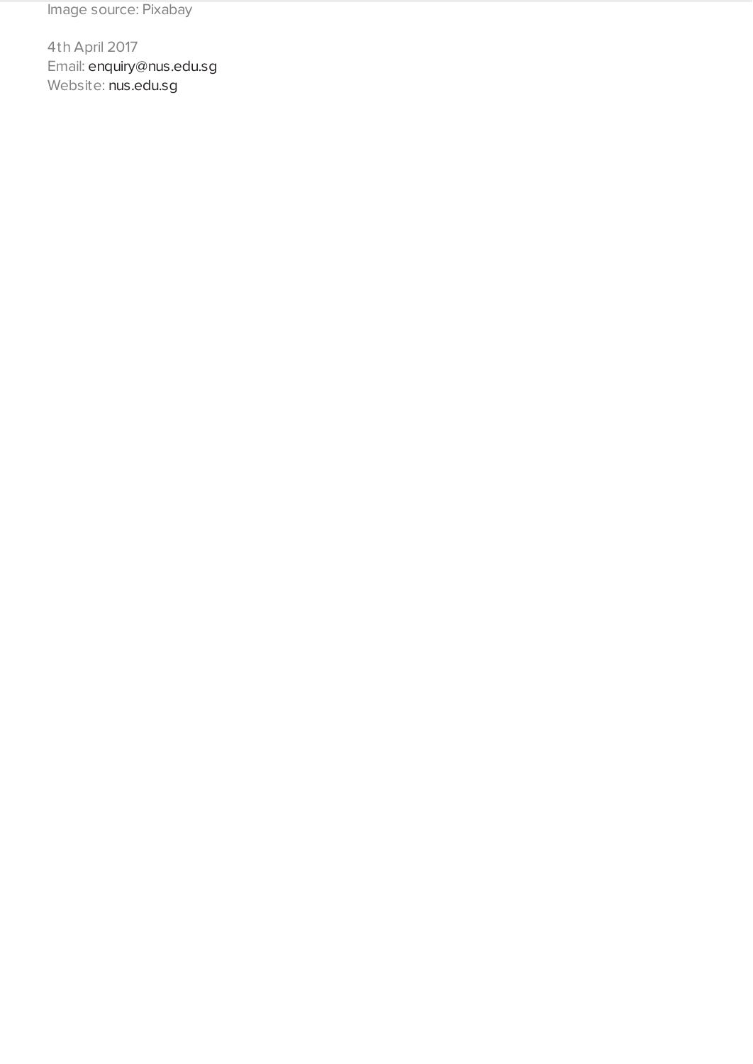Image source: Pixabay

4th April 2017
Email: enquiry@nus.edu.sg
Website: nus.edu.sg